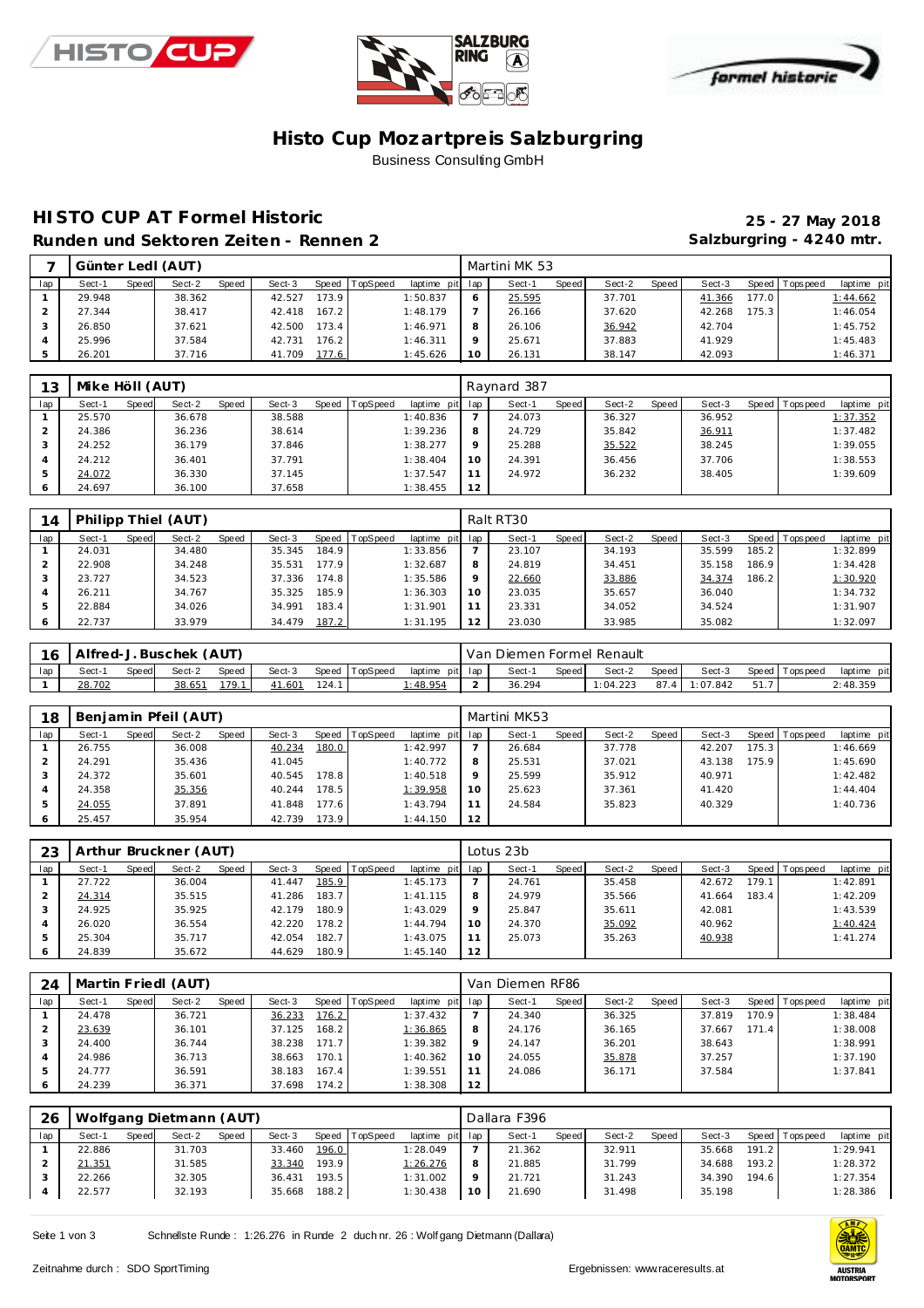# Histo Cup Mozartpreis Salzburgring

Business Consulting GmbH

## HISTO CUP AT Formel Historic

**Runden und Sektoren Zeiten - Rennen 2**

**25 - 27 May 2018**

**Salzburgring - 4240 mtr.**

### 7 Günter Ledl (AUT) — Martini MK 53

| lap | Sect-1 | Speed | Sect-2 | Speed | Sect-3 | Speed | TopSpeed | laptime pit | lap | Sect-1 | Speed | Sect-2 | Speed | Sect-3 | Speed | Topspeed | laptime pit |
|---|---|---|---|---|---|---|---|---|---|---|---|---|---|---|---|---|---|
| 1 | 29.948 | | 38.362 | | 42.527 | 173.9 | | 1:50.837 | 6 | 25.595 | | 37.701 | | 41.366 | 177.0 | | 1:44.662 |
| 2 | 27.344 | | 38.417 | | 42.418 | 167.2 | | 1:48.179 | 7 | 26.166 | | 37.620 | | 42.268 | 175.3 | | 1:46.054 |
| 3 | 26.850 | | 37.621 | | 42.500 | 173.4 | | 1:46.971 | 8 | 26.106 | | 36.942 | | 42.704 | | | 1:45.752 |
| 4 | 25.996 | | 37.584 | | 42.731 | 176.2 | | 1:46.311 | 9 | 25.671 | | 37.883 | | 41.929 | | | 1:45.483 |
| 5 | 26.201 | | 37.716 | | 41.709 | 177.6 | | 1:45.626 | 10 | 26.131 | | 38.147 | | 42.093 | | | 1:46.371 |

### 13 Mike Höll (AUT) — Raynard 387

| lap | Sect-1 | Speed | Sect-2 | Speed | Sect-3 | Speed | TopSpeed | laptime pit | lap | Sect-1 | Speed | Sect-2 | Speed | Sect-3 | Speed | Topspeed | laptime pit |
|---|---|---|---|---|---|---|---|---|---|---|---|---|---|---|---|---|---|
| 1 | 25.570 | | 36.678 | | 38.588 | | | 1:40.836 | 7 | 24.073 | | 36.327 | | 36.952 | | | 1:37.352 |
| 2 | 24.386 | | 36.236 | | 38.614 | | | 1:39.236 | 8 | 24.729 | | 35.842 | | 36.911 | | | 1:37.482 |
| 3 | 24.252 | | 36.179 | | 37.846 | | | 1:38.277 | 9 | 25.288 | | 35.522 | | 38.245 | | | 1:39.055 |
| 4 | 24.212 | | 36.401 | | 37.791 | | | 1:38.404 | 10 | 24.391 | | 36.456 | | 37.706 | | | 1:38.553 |
| 5 | 24.072 | | 36.330 | | 37.145 | | | 1:37.547 | 11 | 24.972 | | 36.232 | | 38.405 | | | 1:39.609 |
| 6 | 24.697 | | 36.100 | | 37.658 | | | 1:38.455 | 12 | | | | | | | | |

### 14 Philipp Thiel (AUT) — Ralt RT30

| lap | Sect-1 | Speed | Sect-2 | Speed | Sect-3 | Speed | TopSpeed | laptime pit | lap | Sect-1 | Speed | Sect-2 | Speed | Sect-3 | Speed | Topspeed | laptime pit |
|---|---|---|---|---|---|---|---|---|---|---|---|---|---|---|---|---|---|
| 1 | 24.031 | | 34.480 | | 35.345 | 184.9 | | 1:33.856 | 7 | 23.107 | | 34.193 | | 35.599 | 185.2 | | 1:32.899 |
| 2 | 22.908 | | 34.248 | | 35.531 | 177.9 | | 1:32.687 | 8 | 24.819 | | 34.451 | | 35.158 | 186.9 | | 1:34.428 |
| 3 | 23.727 | | 34.523 | | 37.336 | 174.8 | | 1:35.586 | 9 | 22.660 | | 33.886 | | 34.374 | 186.2 | | 1:30.920 |
| 4 | 26.211 | | 34.767 | | 35.325 | 185.9 | | 1:36.303 | 10 | 23.035 | | 35.657 | | 36.040 | | | 1:34.732 |
| 5 | 22.884 | | 34.026 | | 34.991 | 183.4 | | 1:31.901 | 11 | 23.331 | | 34.052 | | 34.524 | | | 1:31.907 |
| 6 | 22.737 | | 33.979 | | 34.479 | 187.2 | | 1:31.195 | 12 | 23.030 | | 33.985 | | 35.082 | | | 1:32.097 |

### 16 Alfred-J. Buschek (AUT) — Van Diemen Formel Renault

| lap | Sect-1 | Speed | Sect-2 | Speed | Sect-3 | Speed | TopSpeed | laptime pit | lap | Sect-1 | Speed | Sect-2 | Speed | Sect-3 | Speed | Topspeed | laptime pit |
|---|---|---|---|---|---|---|---|---|---|---|---|---|---|---|---|---|---|
| 1 | 28.702 | | 38.651 | 179.1 | 41.601 | 124.1 | | 1:48.954 | 2 | 36.294 | | 1:04.223 | 87.4 | 1:07.842 | 51.7 | | 2:48.359 |

### 18 Benjamin Pfeil (AUT) — Martini MK53

| lap | Sect-1 | Speed | Sect-2 | Speed | Sect-3 | Speed | TopSpeed | laptime pit | lap | Sect-1 | Speed | Sect-2 | Speed | Sect-3 | Speed | Topspeed | laptime pit |
|---|---|---|---|---|---|---|---|---|---|---|---|---|---|---|---|---|---|
| 1 | 26.755 | | 36.008 | | 40.234 | 180.0 | | 1:42.997 | 7 | 26.684 | | 37.778 | | 42.207 | 175.3 | | 1:46.669 |
| 2 | 24.291 | | 35.436 | | 41.045 | | | 1:40.772 | 8 | 25.531 | | 37.021 | | 43.138 | 175.9 | | 1:45.690 |
| 3 | 24.372 | | 35.601 | | 40.545 | 178.8 | | 1:40.518 | 9 | 25.599 | | 35.912 | | 40.971 | | | 1:42.482 |
| 4 | 24.358 | | 35.356 | | 40.244 | 178.5 | | 1:39.958 | 10 | 25.623 | | 37.361 | | 41.420 | | | 1:44.404 |
| 5 | 24.055 | | 37.891 | | 41.848 | 177.6 | | 1:43.794 | 11 | 24.584 | | 35.823 | | 40.329 | | | 1:40.736 |
| 6 | 25.457 | | 35.954 | | 42.739 | 173.9 | | 1:44.150 | 12 | | | | | | | | |

### 23 Arthur Bruckner (AUT) — Lotus 23b

| lap | Sect-1 | Speed | Sect-2 | Speed | Sect-3 | Speed | TopSpeed | laptime pit | lap | Sect-1 | Speed | Sect-2 | Speed | Sect-3 | Speed | Topspeed | laptime pit |
|---|---|---|---|---|---|---|---|---|---|---|---|---|---|---|---|---|---|
| 1 | 27.722 | | 36.004 | | 41.447 | 185.9 | | 1:45.173 | 7 | 24.761 | | 35.458 | | 42.672 | 179.1 | | 1:42.891 |
| 2 | 24.314 | | 35.515 | | 41.286 | 183.7 | | 1:41.115 | 8 | 24.979 | | 35.566 | | 41.664 | 183.4 | | 1:42.209 |
| 3 | 24.925 | | 35.925 | | 42.179 | 180.9 | | 1:43.029 | 9 | 25.847 | | 35.611 | | 42.081 | | | 1:43.539 |
| 4 | 26.020 | | 36.554 | | 42.220 | 178.2 | | 1:44.794 | 10 | 24.370 | | 35.092 | | 40.962 | | | 1:40.424 |
| 5 | 25.304 | | 35.717 | | 42.054 | 182.7 | | 1:43.075 | 11 | 25.073 | | 35.263 | | 40.938 | | | 1:41.274 |
| 6 | 24.839 | | 35.672 | | 44.629 | 180.9 | | 1:45.140 | 12 | | | | | | | | |

### 24 Martin Friedl (AUT) — Van Diemen RF86

| lap | Sect-1 | Speed | Sect-2 | Speed | Sect-3 | Speed | TopSpeed | laptime pit | lap | Sect-1 | Speed | Sect-2 | Speed | Sect-3 | Speed | Topspeed | laptime pit |
|---|---|---|---|---|---|---|---|---|---|---|---|---|---|---|---|---|---|
| 1 | 24.478 | | 36.721 | | 36.233 | 176.2 | | 1:37.432 | 7 | 24.340 | | 36.325 | | 37.819 | 170.9 | | 1:38.484 |
| 2 | 23.639 | | 36.101 | | 37.125 | 168.2 | | 1:36.865 | 8 | 24.176 | | 36.165 | | 37.667 | 171.4 | | 1:38.008 |
| 3 | 24.400 | | 36.744 | | 38.238 | 171.7 | | 1:39.382 | 9 | 24.147 | | 36.201 | | 38.643 | | | 1:38.991 |
| 4 | 24.986 | | 36.713 | | 38.663 | 170.1 | | 1:40.362 | 10 | 24.055 | | 35.878 | | 37.257 | | | 1:37.190 |
| 5 | 24.777 | | 36.591 | | 38.183 | 167.4 | | 1:39.551 | 11 | 24.086 | | 36.171 | | 37.584 | | | 1:37.841 |
| 6 | 24.239 | | 36.371 | | 37.698 | 174.2 | | 1:38.308 | 12 | | | | | | | | |

### 26 Wolfgang Dietmann (AUT) — Dallara F396

| lap | Sect-1 | Speed | Sect-2 | Speed | Sect-3 | Speed | TopSpeed | laptime pit | lap | Sect-1 | Speed | Sect-2 | Speed | Sect-3 | Speed | Topspeed | laptime pit |
|---|---|---|---|---|---|---|---|---|---|---|---|---|---|---|---|---|---|
| 1 | 22.886 | | 31.703 | | 33.460 | 196.0 | | 1:28.049 | 7 | 21.362 | | 32.911 | | 35.668 | 191.2 | | 1:29.941 |
| 2 | 21.351 | | 31.585 | | 33.340 | 193.9 | | 1:26.276 | 8 | 21.885 | | 31.799 | | 34.688 | 193.2 | | 1:28.372 |
| 3 | 22.266 | | 32.305 | | 36.431 | 193.5 | | 1:31.002 | 9 | 21.721 | | 31.243 | | 34.390 | 194.6 | | 1:27.354 |
| 4 | 22.577 | | 32.193 | | 35.668 | 188.2 | | 1:30.438 | 10 | 21.690 | | 31.498 | | 35.198 | | | 1:28.386 |

Schnellste Runde : 1:26.276 in Runde 2 duch nr. 26 : Wolfgang Dietmann (Dallara)

Zeitnahme durch : SDO SportTiming

Ergebnissen: www.raceresults.at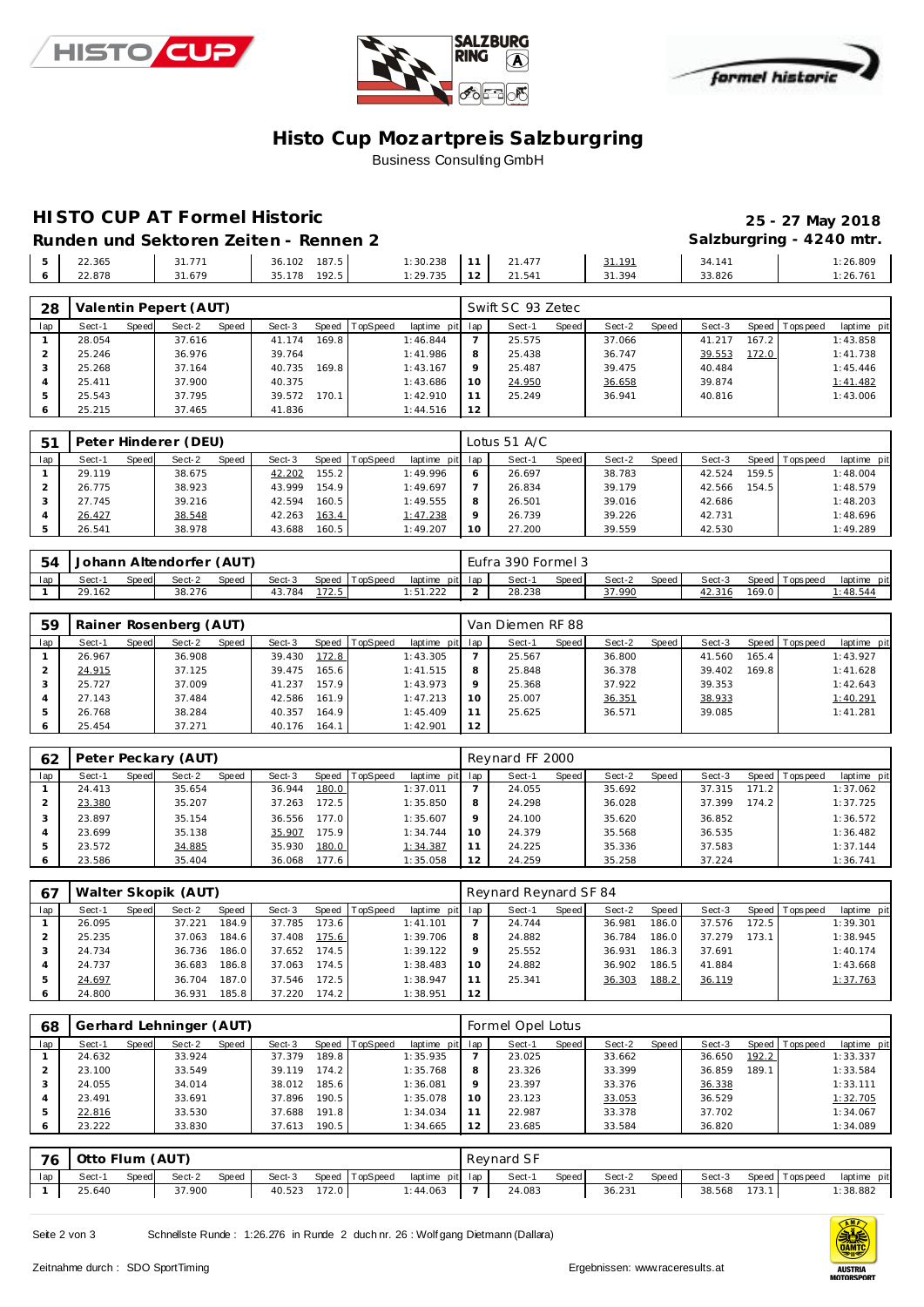# Histo Cup Mozartpreis Salzburgring

Business Consulting GmbH

## HISTO CUP AT Formel Historic

**25 - 27 May 2018**

### Runden und Sektoren Zeiten - Rennen 2

**Salzburgring - 4240 mtr.**

| lap | Sect-1 | Speed | Sect-2 | Speed | Sect-3 | Speed | TopSpeed | laptime pit | lap | Sect-1 | Speed | Sect-2 | Speed | Sect-3 | Speed | Topspeed | laptime pit |
|---|---|---|---|---|---|---|---|---|---|---|---|---|---|---|---|---|---|
| 5 | 22.365 | | 31.771 | | 36.102 | 187.5 | | 1:30.238 | 11 | 21.477 | | 31.191 | | 34.141 | | | 1:26.809 |
| 6 | 22.878 | | 31.679 | | 35.178 | 192.5 | | 1:29.735 | 12 | 21.541 | | 31.394 | | 33.826 | | | 1:26.761 |

### 28 Valentin Pepert (AUT) — Swift SC 93 Zetec

| lap | Sect-1 | Speed | Sect-2 | Speed | Sect-3 | Speed | TopSpeed | laptime pit | lap | Sect-1 | Speed | Sect-2 | Speed | Sect-3 | Speed | Topspeed | laptime pit |
|---|---|---|---|---|---|---|---|---|---|---|---|---|---|---|---|---|---|
| 1 | 28.054 | | 37.616 | | 41.174 | 169.8 | | 1:46.844 | 7 | 25.575 | | 37.066 | | 41.217 | 167.2 | | 1:43.858 |
| 2 | 25.246 | | 36.976 | | 39.764 | | | 1:41.986 | 8 | 25.438 | | 36.747 | | 39.553 | 172.0 | | 1:41.738 |
| 3 | 25.268 | | 37.164 | | 40.735 | 169.8 | | 1:43.167 | 9 | 25.487 | | 39.475 | | 40.484 | | | 1:45.446 |
| 4 | 25.411 | | 37.900 | | 40.375 | | | 1:43.686 | 10 | 24.950 | | 36.658 | | 39.874 | | | 1:41.482 |
| 5 | 25.543 | | 37.795 | | 39.572 | 170.1 | | 1:42.910 | 11 | 25.249 | | 36.941 | | 40.816 | | | 1:43.006 |
| 6 | 25.215 | | 37.465 | | 41.836 | | | 1:44.516 | 12 | | | | | | | | |

### 51 Peter Hinderer (DEU) — Lotus 51 A/C

| lap | Sect-1 | Speed | Sect-2 | Speed | Sect-3 | Speed | TopSpeed | laptime pit | lap | Sect-1 | Speed | Sect-2 | Speed | Sect-3 | Speed | Topspeed | laptime pit |
|---|---|---|---|---|---|---|---|---|---|---|---|---|---|---|---|---|---|
| 1 | 29.119 | | 38.675 | | 42.202 | 155.2 | | 1:49.996 | 6 | 26.697 | | 38.783 | | 42.524 | 159.5 | | 1:48.004 |
| 2 | 26.775 | | 38.923 | | 43.999 | 154.9 | | 1:49.697 | 7 | 26.834 | | 39.179 | | 42.566 | 154.5 | | 1:48.579 |
| 3 | 27.745 | | 39.216 | | 42.594 | 160.5 | | 1:49.555 | 8 | 26.501 | | 39.016 | | 42.686 | | | 1:48.203 |
| 4 | 26.427 | | 38.548 | | 42.263 | 163.4 | | 1:47.238 | 9 | 26.739 | | 39.226 | | 42.731 | | | 1:48.696 |
| 5 | 26.541 | | 38.978 | | 43.688 | 160.5 | | 1:49.207 | 10 | 27.200 | | 39.559 | | 42.530 | | | 1:49.289 |

### 54 Johann Altendorfer (AUT) — Eufra 390 Formel 3

| lap | Sect-1 | Speed | Sect-2 | Speed | Sect-3 | Speed | TopSpeed | laptime pit | lap | Sect-1 | Speed | Sect-2 | Speed | Sect-3 | Speed | Topspeed | laptime pit |
|---|---|---|---|---|---|---|---|---|---|---|---|---|---|---|---|---|---|
| 1 | 29.162 | | 38.276 | | 43.784 | 172.5 | | 1:51.222 | 2 | 28.238 | | 37.990 | | 42.316 | 169.0 | | 1:48.544 |

### 59 Rainer Rosenberg (AUT) — Van Diemen RF 88

| lap | Sect-1 | Speed | Sect-2 | Speed | Sect-3 | Speed | TopSpeed | laptime pit | lap | Sect-1 | Speed | Sect-2 | Speed | Sect-3 | Speed | Topspeed | laptime pit |
|---|---|---|---|---|---|---|---|---|---|---|---|---|---|---|---|---|---|
| 1 | 26.967 | | 36.908 | | 39.430 | 172.8 | | 1:43.305 | 7 | 25.567 | | 36.800 | | 41.560 | 165.4 | | 1:43.927 |
| 2 | 24.915 | | 37.125 | | 39.475 | 165.6 | | 1:41.515 | 8 | 25.848 | | 36.378 | | 39.402 | 169.8 | | 1:41.628 |
| 3 | 25.727 | | 37.009 | | 41.237 | 157.9 | | 1:43.973 | 9 | 25.368 | | 37.922 | | 39.353 | | | 1:42.643 |
| 4 | 27.143 | | 37.484 | | 42.586 | 161.9 | | 1:47.213 | 10 | 25.007 | | 36.351 | | 38.933 | | | 1:40.291 |
| 5 | 26.768 | | 38.284 | | 40.357 | 164.9 | | 1:45.409 | 11 | 25.625 | | 36.571 | | 39.085 | | | 1:41.281 |
| 6 | 25.454 | | 37.271 | | 40.176 | 164.1 | | 1:42.901 | 12 | | | | | | | | |

### 62 Peter Peckary (AUT) — Reynard FF 2000

| lap | Sect-1 | Speed | Sect-2 | Speed | Sect-3 | Speed | TopSpeed | laptime pit | lap | Sect-1 | Speed | Sect-2 | Speed | Sect-3 | Speed | Topspeed | laptime pit |
|---|---|---|---|---|---|---|---|---|---|---|---|---|---|---|---|---|---|
| 1 | 24.413 | | 35.654 | | 36.944 | 180.0 | | 1:37.011 | 7 | 24.055 | | 35.692 | | 37.315 | 171.2 | | 1:37.062 |
| 2 | 23.380 | | 35.207 | | 37.263 | 172.5 | | 1:35.850 | 8 | 24.298 | | 36.028 | | 37.399 | 174.2 | | 1:37.725 |
| 3 | 23.897 | | 35.154 | | 36.556 | 177.0 | | 1:35.607 | 9 | 24.100 | | 35.620 | | 36.852 | | | 1:36.572 |
| 4 | 23.699 | | 35.138 | | 35.907 | 175.9 | | 1:34.744 | 10 | 24.379 | | 35.568 | | 36.535 | | | 1:36.482 |
| 5 | 23.572 | | 34.885 | | 35.930 | 180.0 | | 1:34.387 | 11 | 24.225 | | 35.336 | | 37.583 | | | 1:37.144 |
| 6 | 23.586 | | 35.404 | | 36.068 | 177.6 | | 1:35.058 | 12 | 24.259 | | 35.258 | | 37.224 | | | 1:36.741 |

### 67 Walter Skopik (AUT) — Reynard Reynard SF 84

| lap | Sect-1 | Speed | Sect-2 | Speed | Sect-3 | Speed | TopSpeed | laptime pit | lap | Sect-1 | Speed | Sect-2 | Speed | Sect-3 | Speed | Topspeed | laptime pit |
|---|---|---|---|---|---|---|---|---|---|---|---|---|---|---|---|---|---|
| 1 | 26.095 | | 37.221 | 184.9 | 37.785 | 173.6 | | 1:41.101 | 7 | 24.744 | | 36.981 | 186.0 | 37.576 | 172.5 | | 1:39.301 |
| 2 | 25.235 | | 37.063 | 184.6 | 37.408 | 175.6 | | 1:39.706 | 8 | 24.882 | | 36.784 | 186.0 | 37.279 | 173.1 | | 1:38.945 |
| 3 | 24.734 | | 36.736 | 186.0 | 37.652 | 174.5 | | 1:39.122 | 9 | 25.552 | | 36.931 | 186.3 | 37.691 | | | 1:40.174 |
| 4 | 24.737 | | 36.683 | 186.8 | 37.063 | 174.5 | | 1:38.483 | 10 | 24.882 | | 36.902 | 186.5 | 41.884 | | | 1:43.668 |
| 5 | 24.697 | | 36.704 | 187.0 | 37.546 | 172.5 | | 1:38.947 | 11 | 25.341 | | 36.303 | 188.2 | 36.119 | | | 1:37.763 |
| 6 | 24.800 | | 36.931 | 185.8 | 37.220 | 174.2 | | 1:38.951 | 12 | | | | | | | | |

### 68 Gerhard Lehninger (AUT) — Formel Opel Lotus

| lap | Sect-1 | Speed | Sect-2 | Speed | Sect-3 | Speed | TopSpeed | laptime pit | lap | Sect-1 | Speed | Sect-2 | Speed | Sect-3 | Speed | Topspeed | laptime pit |
|---|---|---|---|---|---|---|---|---|---|---|---|---|---|---|---|---|---|
| 1 | 24.632 | | 33.924 | | 37.379 | 189.8 | | 1:35.935 | 7 | 23.025 | | 33.662 | | 36.650 | 192.2 | | 1:33.337 |
| 2 | 23.100 | | 33.549 | | 39.119 | 174.2 | | 1:35.768 | 8 | 23.326 | | 33.399 | | 36.859 | 189.1 | | 1:33.584 |
| 3 | 24.055 | | 34.014 | | 38.012 | 185.6 | | 1:36.081 | 9 | 23.397 | | 33.376 | | 36.338 | | | 1:33.111 |
| 4 | 23.491 | | 33.691 | | 37.896 | 190.5 | | 1:35.078 | 10 | 23.123 | | 33.053 | | 36.529 | | | 1:32.705 |
| 5 | 22.816 | | 33.530 | | 37.688 | 191.8 | | 1:34.034 | 11 | 22.987 | | 33.378 | | 37.702 | | | 1:34.067 |
| 6 | 23.222 | | 33.830 | | 37.613 | 190.5 | | 1:34.665 | 12 | 23.685 | | 33.584 | | 36.820 | | | 1:34.089 |

### 76 Otto Flum (AUT) — Reynard SF

| lap | Sect-1 | Speed | Sect-2 | Speed | Sect-3 | Speed | TopSpeed | laptime pit | lap | Sect-1 | Speed | Sect-2 | Speed | Sect-3 | Speed | Topspeed | laptime pit |
|---|---|---|---|---|---|---|---|---|---|---|---|---|---|---|---|---|---|
| 1 | 25.640 | | 37.900 | | 40.523 | 172.0 | | 1:44.063 | 7 | 24.083 | | 36.231 | | 38.568 | 173.1 | | 1:38.882 |

Schnellste Runde : 1:26.276 in Runde 2 duch nr. 26 : Wolfgang Dietmann (Dallara)

Zeitnahme durch : SDO SportTiming

Ergebnissen: www.raceresults.at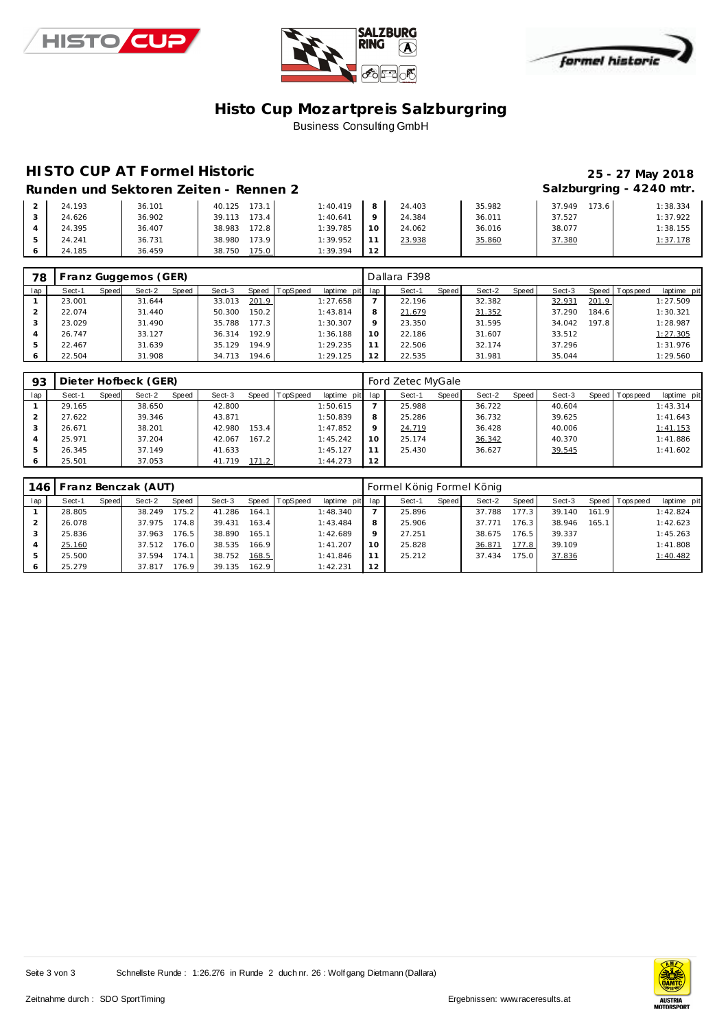# Histo Cup Mozartpreis Salzburgring

Business Consulting GmbH

## HISTO CUP AT Formel Historic

**25 - 27 May 2018**

### Runden und Sektoren Zeiten - Rennen 2

**Salzburgring - 4240 mtr.**

| lap | Sect-1 | Speed | Sect-2 | Speed | Sect-3 | Speed | TopSpeed | laptime pit | lap | Sect-1 | Speed | Sect-2 | Speed | Sect-3 | Speed | Topspeed | laptime pit |
|---|---|---|---|---|---|---|---|---|---|---|---|---|---|---|---|---|---|
| 2 | 24.193 | | 36.101 | | 40.125 | 173.1 | | 1:40.419 | 8 | 24.403 | | 35.982 | | 37.949 | 173.6 | | 1:38.334 |
| 3 | 24.626 | | 36.902 | | 39.113 | 173.4 | | 1:40.641 | 9 | 24.384 | | 36.011 | | 37.527 | | | 1:37.922 |
| 4 | 24.395 | | 36.407 | | 38.983 | 172.8 | | 1:39.785 | 10 | 24.062 | | 36.016 | | 38.077 | | | 1:38.155 |
| 5 | 24.241 | | 36.731 | | 38.980 | 173.9 | | 1:39.952 | 11 | 23.938 | | 35.860 | | 37.380 | | | 1:37.178 |
| 6 | 24.185 | | 36.459 | | 38.750 | 175.0 | | 1:39.394 | 12 | | | | | | | | |

**78 Franz Guggemos (GER)** — Dallara F398

| lap | Sect-1 | Speed | Sect-2 | Speed | Sect-3 | Speed | TopSpeed | laptime pit | lap | Sect-1 | Speed | Sect-2 | Speed | Sect-3 | Speed | Topspeed | laptime pit |
|---|---|---|---|---|---|---|---|---|---|---|---|---|---|---|---|---|---|
| 1 | 23.001 | | 31.644 | | 33.013 | 201.9 | | 1:27.658 | 7 | 22.196 | | 32.382 | | 32.931 | 201.9 | | 1:27.509 |
| 2 | 22.074 | | 31.440 | | 50.300 | 150.2 | | 1:43.814 | 8 | 21.679 | | 31.352 | | 37.290 | 184.6 | | 1:30.321 |
| 3 | 23.029 | | 31.490 | | 35.788 | 177.3 | | 1:30.307 | 9 | 23.350 | | 31.595 | | 34.042 | 197.8 | | 1:28.987 |
| 4 | 26.747 | | 33.127 | | 36.314 | 192.9 | | 1:36.188 | 10 | 22.186 | | 31.607 | | 33.512 | | | 1:27.305 |
| 5 | 22.467 | | 31.639 | | 35.129 | 194.9 | | 1:29.235 | 11 | 22.506 | | 32.174 | | 37.296 | | | 1:31.976 |
| 6 | 22.504 | | 31.908 | | 34.713 | 194.6 | | 1:29.125 | 12 | 22.535 | | 31.981 | | 35.044 | | | 1:29.560 |

**93 Dieter Hofbeck (GER)** — Ford Zetec MyGale

| lap | Sect-1 | Speed | Sect-2 | Speed | Sect-3 | Speed | TopSpeed | laptime pit | lap | Sect-1 | Speed | Sect-2 | Speed | Sect-3 | Speed | Topspeed | laptime pit |
|---|---|---|---|---|---|---|---|---|---|---|---|---|---|---|---|---|---|
| 1 | 29.165 | | 38.650 | | 42.800 | | | 1:50.615 | 7 | 25.988 | | 36.722 | | 40.604 | | | 1:43.314 |
| 2 | 27.622 | | 39.346 | | 43.871 | | | 1:50.839 | 8 | 25.286 | | 36.732 | | 39.625 | | | 1:41.643 |
| 3 | 26.671 | | 38.201 | | 42.980 | 153.4 | | 1:47.852 | 9 | 24.719 | | 36.428 | | 40.006 | | | 1:41.153 |
| 4 | 25.971 | | 37.204 | | 42.067 | 167.2 | | 1:45.242 | 10 | 25.174 | | 36.342 | | 40.370 | | | 1:41.886 |
| 5 | 26.345 | | 37.149 | | 41.633 | | | 1:45.127 | 11 | 25.430 | | 36.627 | | 39.545 | | | 1:41.602 |
| 6 | 25.501 | | 37.053 | | 41.719 | 171.2 | | 1:44.273 | 12 | | | | | | | | |

**146 Franz Benczak (AUT)** — Formel König Formel König

| lap | Sect-1 | Speed | Sect-2 | Speed | Sect-3 | Speed | TopSpeed | laptime pit | lap | Sect-1 | Speed | Sect-2 | Speed | Sect-3 | Speed | Topspeed | laptime pit |
|---|---|---|---|---|---|---|---|---|---|---|---|---|---|---|---|---|---|
| 1 | 28.805 | | 38.249 | 175.2 | 41.286 | 164.1 | | 1:48.340 | 7 | 25.896 | | 37.788 | 177.3 | 39.140 | 161.9 | | 1:42.824 |
| 2 | 26.078 | | 37.975 | 174.8 | 39.431 | 163.4 | | 1:43.484 | 8 | 25.906 | | 37.771 | 176.3 | 38.946 | 165.1 | | 1:42.623 |
| 3 | 25.836 | | 37.963 | 176.5 | 38.890 | 165.1 | | 1:42.689 | 9 | 27.251 | | 38.675 | 176.5 | 39.337 | | | 1:45.263 |
| 4 | 25.160 | | 37.512 | 176.0 | 38.535 | 166.9 | | 1:41.207 | 10 | 25.828 | | 36.871 | 177.8 | 39.109 | | | 1:41.808 |
| 5 | 25.500 | | 37.594 | 174.1 | 38.752 | 168.5 | | 1:41.846 | 11 | 25.212 | | 37.434 | 175.0 | 37.836 | | | 1:40.482 |
| 6 | 25.279 | | 37.817 | 176.9 | 39.135 | 162.9 | | 1:42.231 | 12 | | | | | | | | |

Schnellste Runde : 1:26.276 in Runde 2 duch nr. 26 : Wolfgang Dietmann (Dallara)

Zeitnahme durch : SDO SportTiming

Ergebnissen: www.raceresults.at